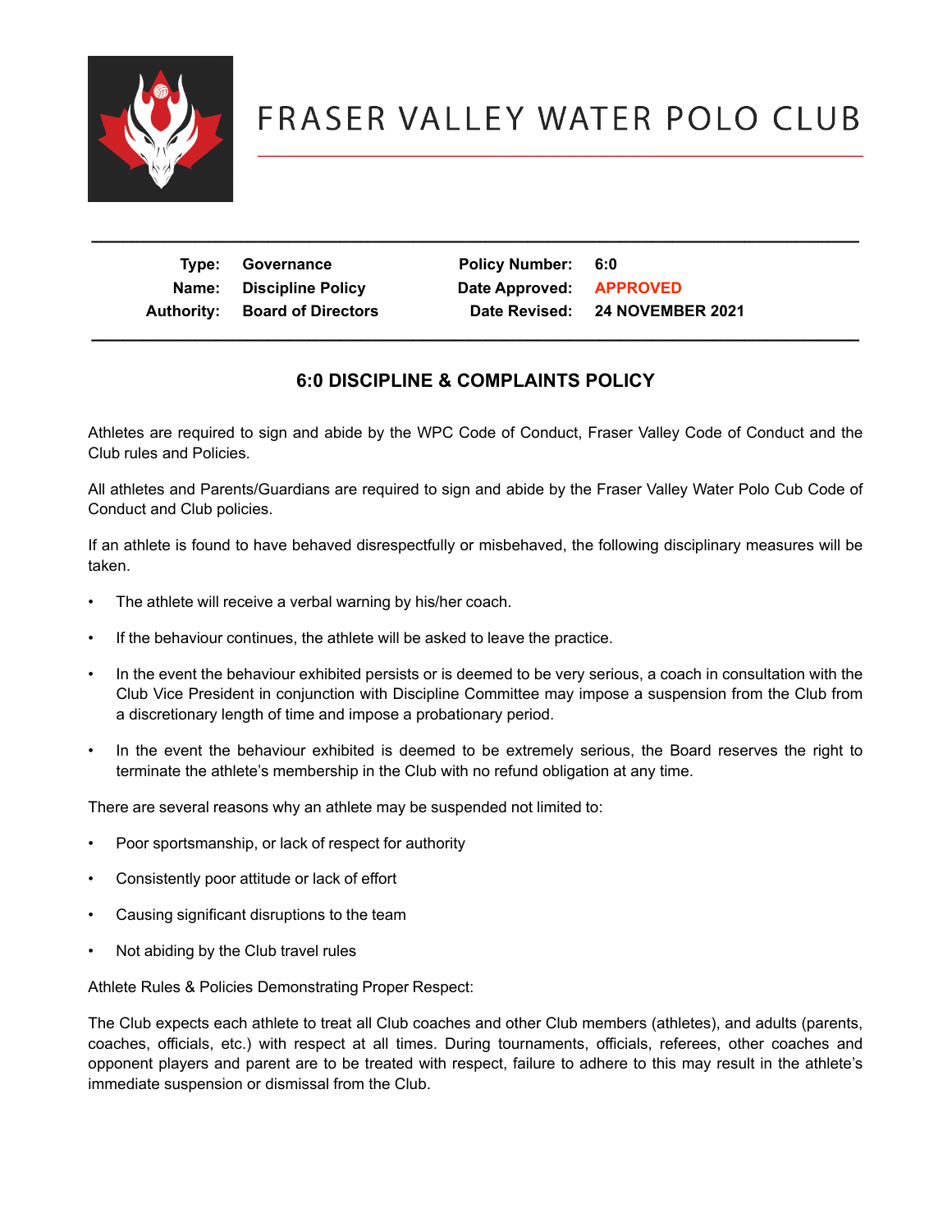# FRASER VALLEY WATER POLO CLUB

| Type: | Governance | Policy Number: | 6:0 |
|---|---|---|---|
| Name: | Discipline Policy | Date Approved: | APPROVED |
| Authority: | Board of Directors | Date Revised: | 24 NOVEMBER 2021 |

## 6:0 DISCIPLINE & COMPLAINTS POLICY

Athletes are required to sign and abide by the WPC Code of Conduct, Fraser Valley Code of Conduct and the Club rules and Policies.

All athletes and Parents/Guardians are required to sign and abide by the Fraser Valley Water Polo Cub Code of Conduct and Club policies.

If an athlete is found to have behaved disrespectfully or misbehaved, the following disciplinary measures will be taken.

- The athlete will receive a verbal warning by his/her coach.
- If the behaviour continues, the athlete will be asked to leave the practice.
- In the event the behaviour exhibited persists or is deemed to be very serious, a coach in consultation with the Club Vice President in conjunction with Discipline Committee may impose a suspension from the Club from a discretionary length of time and impose a probationary period.
- In the event the behaviour exhibited is deemed to be extremely serious, the Board reserves the right to terminate the athlete's membership in the Club with no refund obligation at any time.

There are several reasons why an athlete may be suspended not limited to:

- Poor sportsmanship, or lack of respect for authority
- Consistently poor attitude or lack of effort
- Causing significant disruptions to the team
- Not abiding by the Club travel rules

Athlete Rules & Policies Demonstrating Proper Respect:

The Club expects each athlete to treat all Club coaches and other Club members (athletes), and adults (parents, coaches, officials, etc.) with respect at all times. During tournaments, officials, referees, other coaches and opponent players and parent are to be treated with respect, failure to adhere to this may result in the athlete's immediate suspension or dismissal from the Club.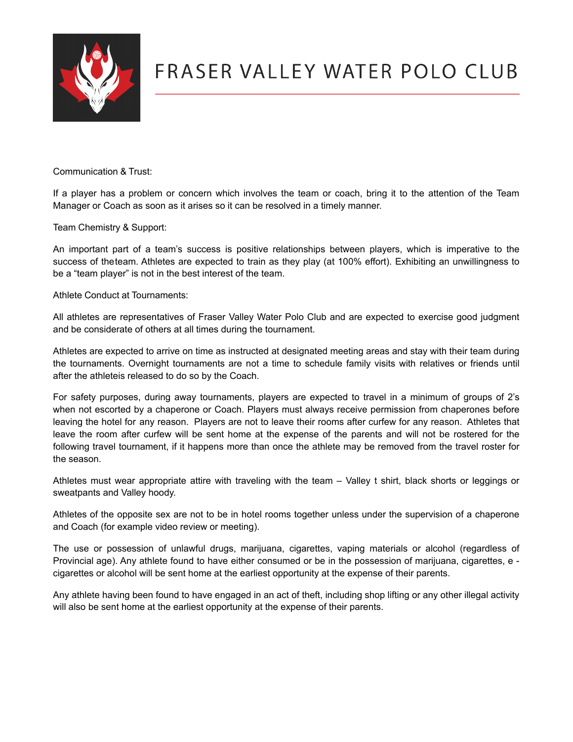# FRASER VALLEY WATER POLO CLUB

Communication & Trust:

If a player has a problem or concern which involves the team or coach, bring it to the attention of the Team Manager or Coach as soon as it arises so it can be resolved in a timely manner.

Team Chemistry & Support:

An important part of a team's success is positive relationships between players, which is imperative to the success of theteam. Athletes are expected to train as they play (at 100% effort). Exhibiting an unwillingness to be a "team player" is not in the best interest of the team.

Athlete Conduct at Tournaments:

All athletes are representatives of Fraser Valley Water Polo Club and are expected to exercise good judgment and be considerate of others at all times during the tournament.

Athletes are expected to arrive on time as instructed at designated meeting areas and stay with their team during the tournaments. Overnight tournaments are not a time to schedule family visits with relatives or friends until after the athleteis released to do so by the Coach.

For safety purposes, during away tournaments, players are expected to travel in a minimum of groups of 2's when not escorted by a chaperone or Coach. Players must always receive permission from chaperones before leaving the hotel for any reason. Players are not to leave their rooms after curfew for any reason. Athletes that leave the room after curfew will be sent home at the expense of the parents and will not be rostered for the following travel tournament, if it happens more than once the athlete may be removed from the travel roster for the season.

Athletes must wear appropriate attire with traveling with the team – Valley t shirt, black shorts or leggings or sweatpants and Valley hoody.

Athletes of the opposite sex are not to be in hotel rooms together unless under the supervision of a chaperone and Coach (for example video review or meeting).

The use or possession of unlawful drugs, marijuana, cigarettes, vaping materials or alcohol (regardless of Provincial age). Any athlete found to have either consumed or be in the possession of marijuana, cigarettes, e - cigarettes or alcohol will be sent home at the earliest opportunity at the expense of their parents.

Any athlete having been found to have engaged in an act of theft, including shop lifting or any other illegal activity will also be sent home at the earliest opportunity at the expense of their parents.